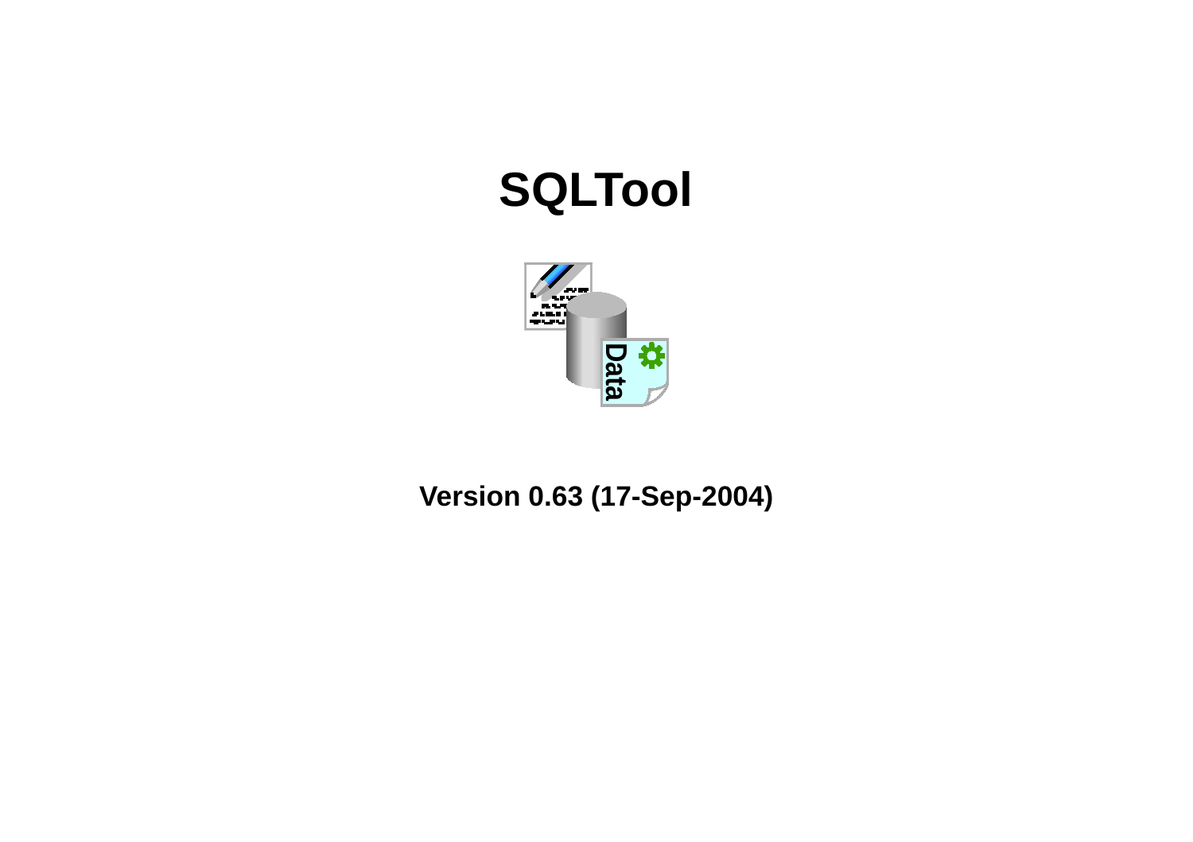# SQLTool

**Version 0.63 (17-Sep-2004)**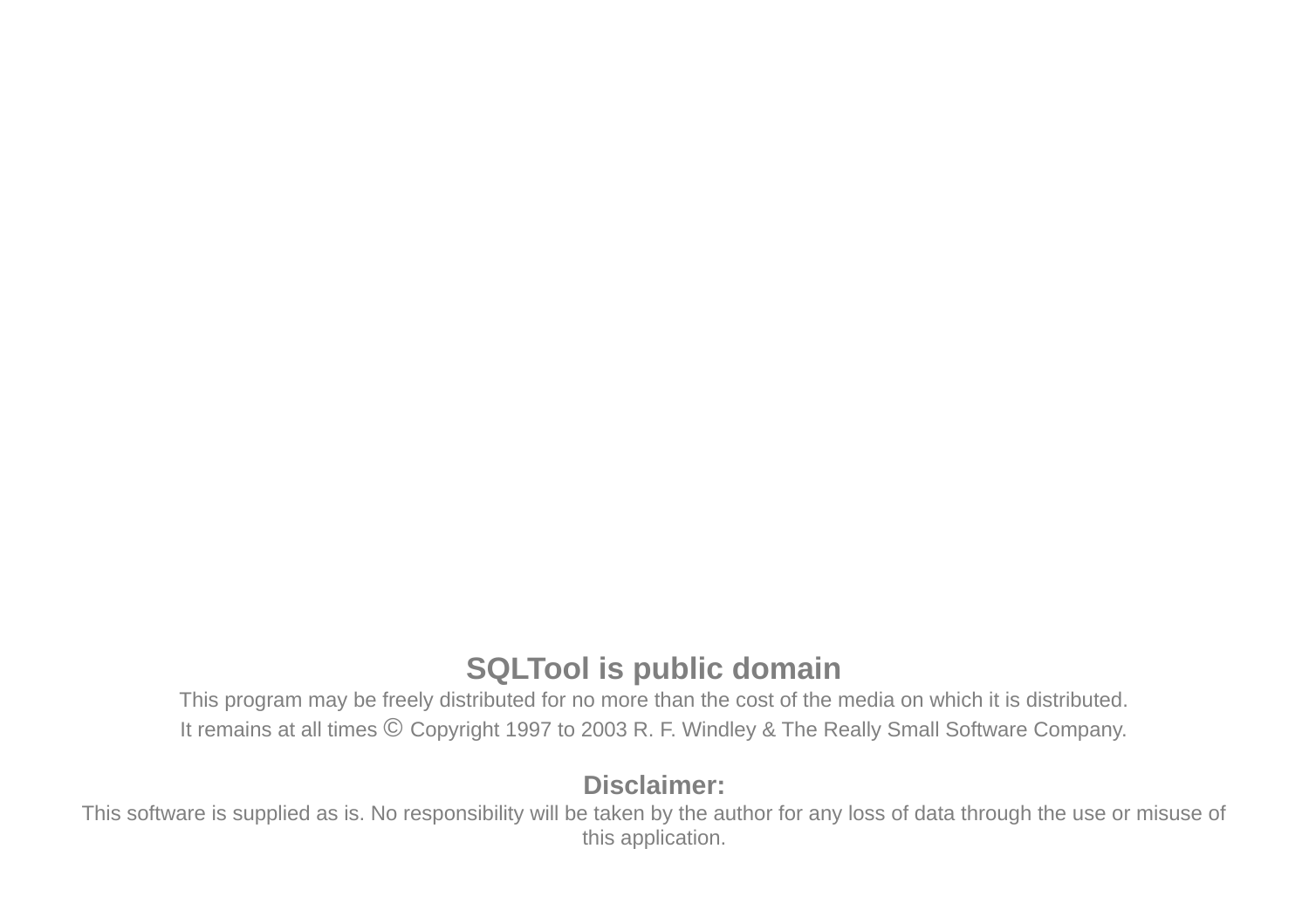## SQLTool is public domain

This program may be freely distributed for no more than the cost of the media on which it is distributed.

It remains at all times © Copyright 1997 to 2003 R. F. Windley & The Really Small Software Company.

**Disclaimer:**

This software is supplied as is. No responsibility will be taken by the author for any loss of data through the use or misuse of this application.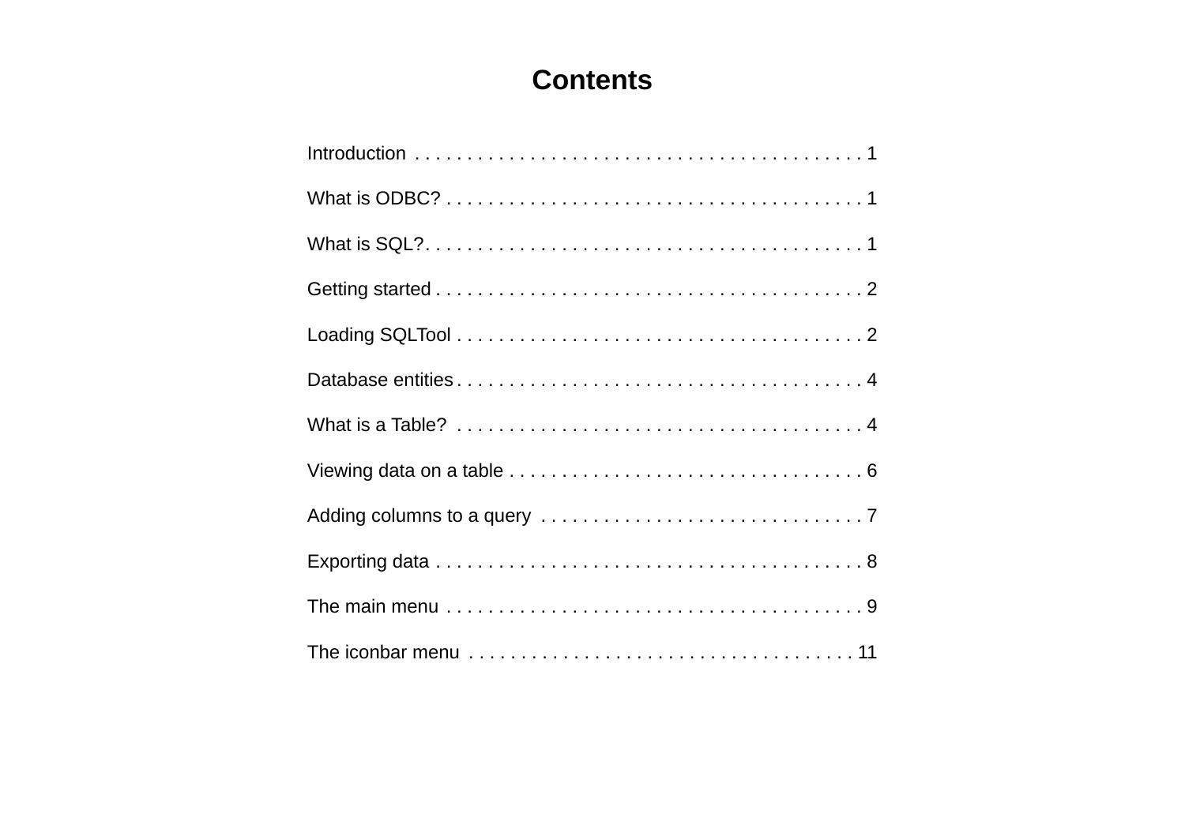# Contents

Introduction . . . . . . . . . . . . . . . . . . . . . . . . . . . . . . . . . . . . . . . . . . . 1

What is ODBC? . . . . . . . . . . . . . . . . . . . . . . . . . . . . . . . . . . . . . . . . . 1

What is SQL?. . . . . . . . . . . . . . . . . . . . . . . . . . . . . . . . . . . . . . . . . . . 1

Getting started . . . . . . . . . . . . . . . . . . . . . . . . . . . . . . . . . . . . . . . . . . 2

Loading SQLTool . . . . . . . . . . . . . . . . . . . . . . . . . . . . . . . . . . . . . . . . 2

Database entities . . . . . . . . . . . . . . . . . . . . . . . . . . . . . . . . . . . . . . . . 4

What is a Table? . . . . . . . . . . . . . . . . . . . . . . . . . . . . . . . . . . . . . . . . 4

Viewing data on a table . . . . . . . . . . . . . . . . . . . . . . . . . . . . . . . . . . . 6

Adding columns to a query . . . . . . . . . . . . . . . . . . . . . . . . . . . . . . . 7

Exporting data . . . . . . . . . . . . . . . . . . . . . . . . . . . . . . . . . . . . . . . . . . 8

The main menu . . . . . . . . . . . . . . . . . . . . . . . . . . . . . . . . . . . . . . . . . 9

The iconbar menu . . . . . . . . . . . . . . . . . . . . . . . . . . . . . . . . . . . . . . 11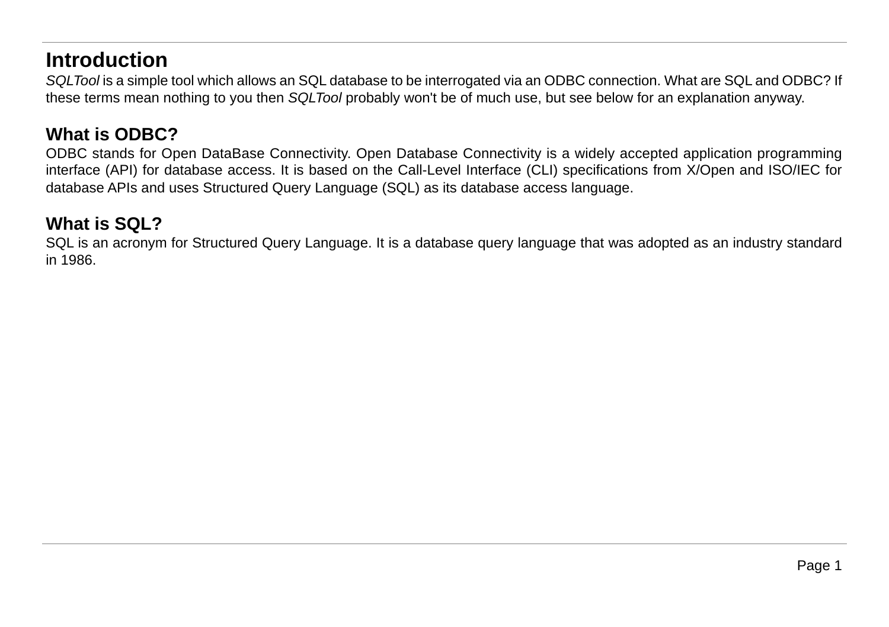## Introduction

*SQLTool* is a simple tool which allows an SQL database to be interrogated via an ODBC connection. What are SQL and ODBC? If these terms mean nothing to you then *SQLTool* probably won't be of much use, but see below for an explanation anyway.

## What is ODBC?

ODBC stands for Open DataBase Connectivity. Open Database Connectivity is a widely accepted application programming interface (API) for database access. It is based on the Call-Level Interface (CLI) specifications from X/Open and ISO/IEC for database APIs and uses Structured Query Language (SQL) as its database access language.

## What is SQL?

SQL is an acronym for Structured Query Language. It is a database query language that was adopted as an industry standard in 1986.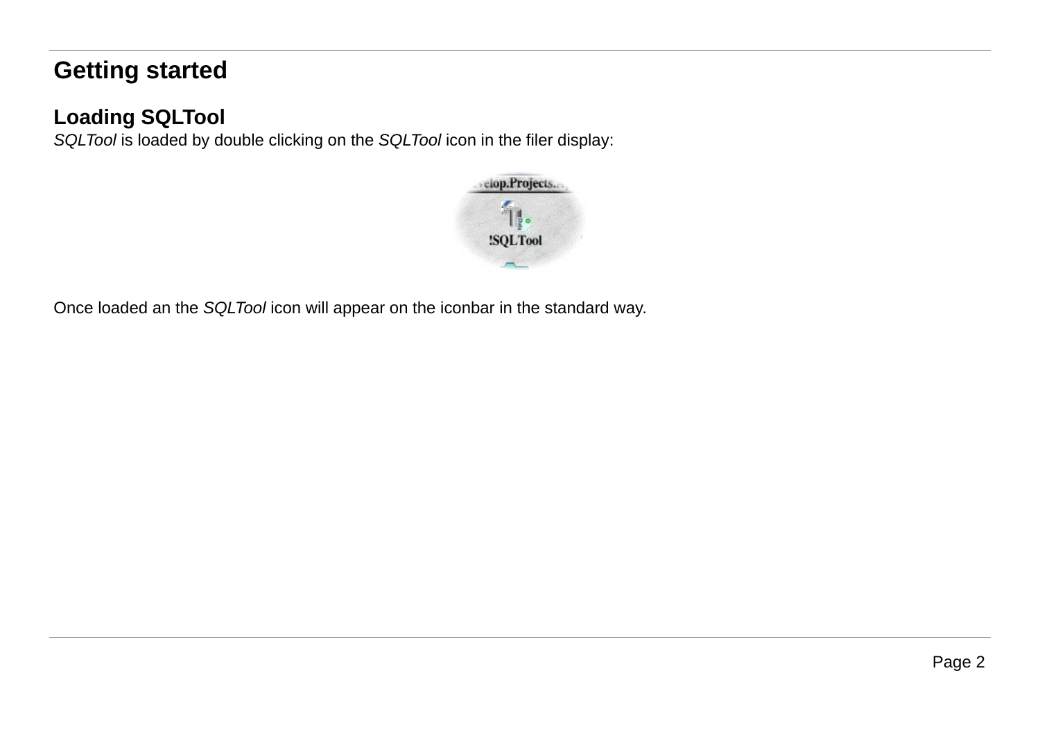# Getting started

## Loading SQLTool

*SQLTool* is loaded by double clicking on the *SQLTool* icon in the filer display:

Once loaded an the *SQLTool* icon will appear on the iconbar in the standard way.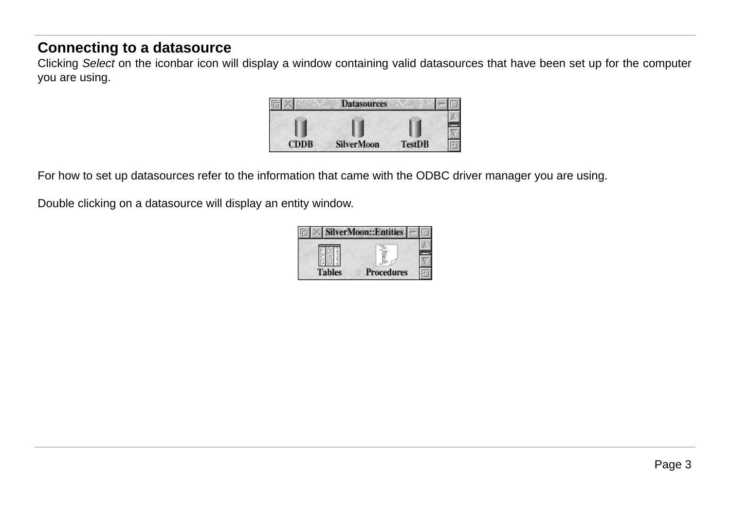## Connecting to a datasource

Clicking *Select* on the iconbar icon will display a window containing valid datasources that have been set up for the computer you are using.

For how to set up datasources refer to the information that came with the ODBC driver manager you are using.

Double clicking on a datasource will display an entity window.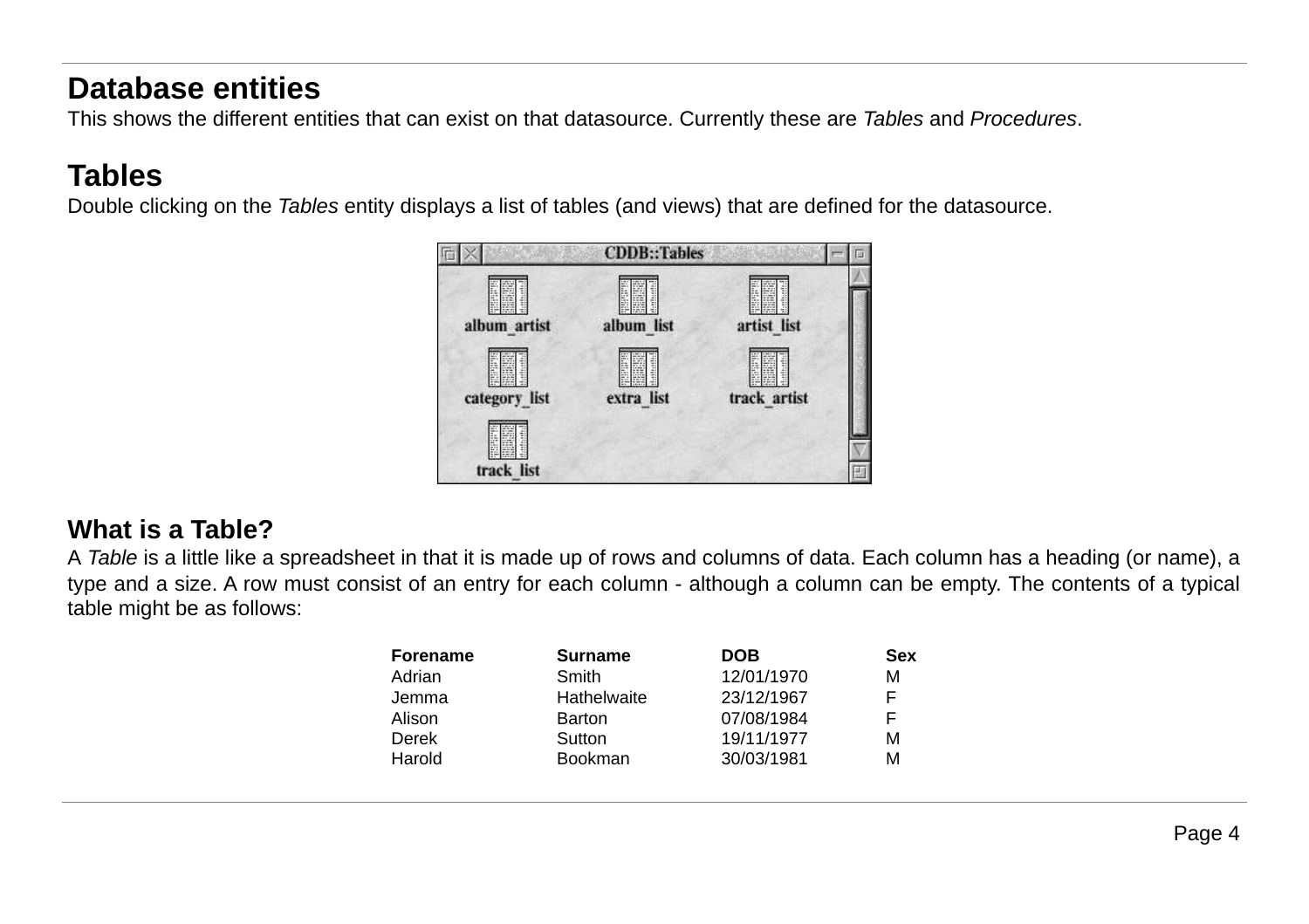## Database entities

This shows the different entities that can exist on that datasource. Currently these are *Tables* and *Procedures*.

## Tables

Double clicking on the *Tables* entity displays a list of tables (and views) that are defined for the datasource.

### What is a Table?

A *Table* is a little like a spreadsheet in that it is made up of rows and columns of data. Each column has a heading (or name), a type and a size. A row must consist of an entry for each column - although a column can be empty. The contents of a typical table might be as follows:

| Forename | Surname | DOB | Sex |
|---|---|---|---|
| Adrian | Smith | 12/01/1970 | M |
| Jemma | Hathelwaite | 23/12/1967 | F |
| Alison | Barton | 07/08/1984 | F |
| Derek | Sutton | 19/11/1977 | M |
| Harold | Bookman | 30/03/1981 | M |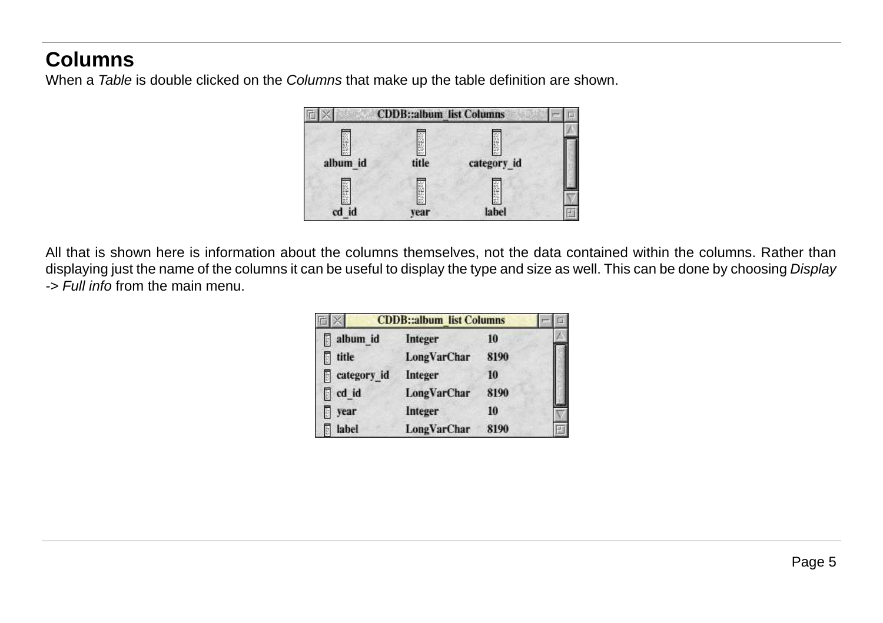## Columns

When a *Table* is double clicked on the *Columns* that make up the table definition are shown.

All that is shown here is information about the columns themselves, not the data contained within the columns. Rather than displaying just the name of the columns it can be useful to display the type and size as well. This can be done by choosing *Display -> Full info* from the main menu.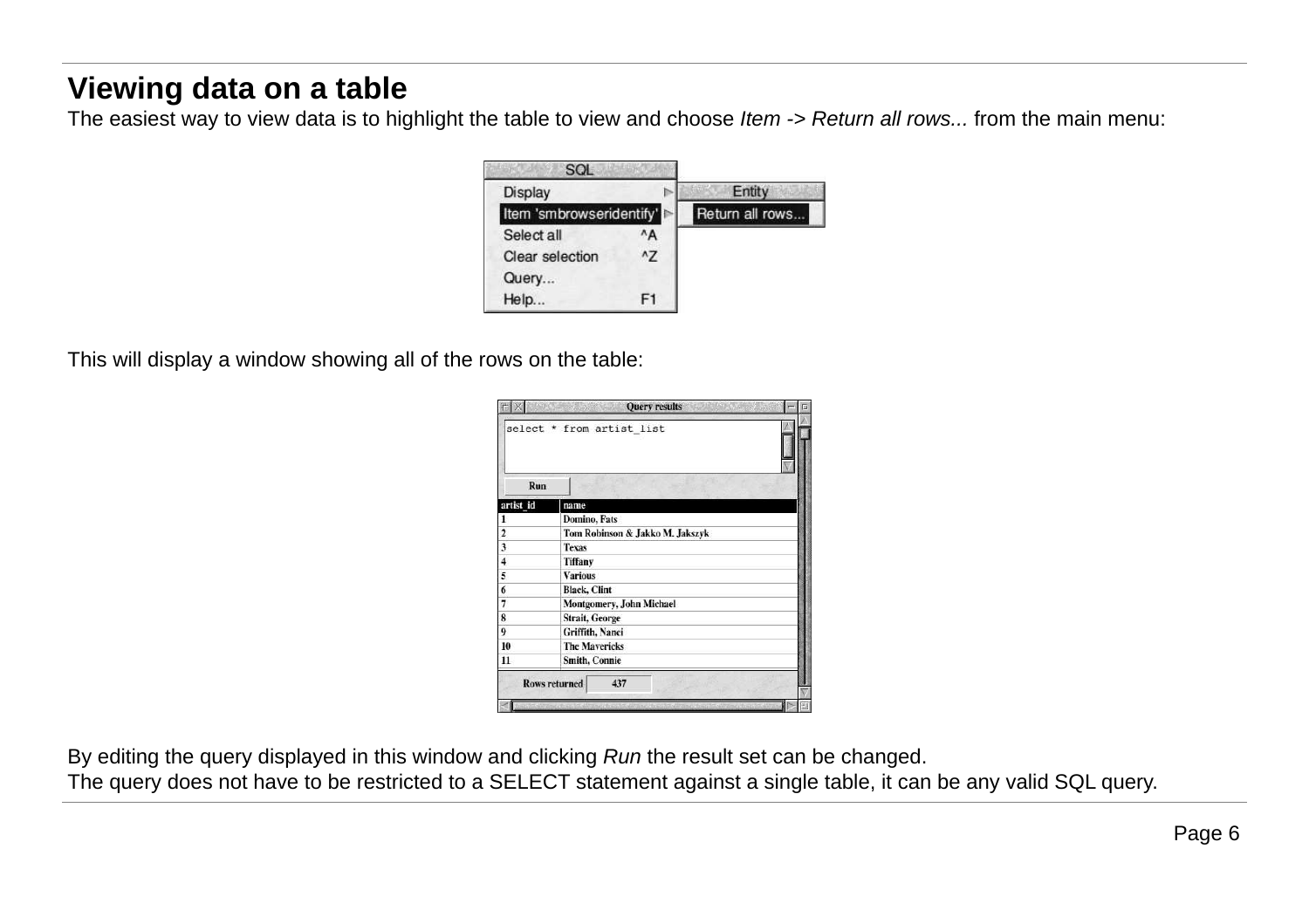## Viewing data on a table

The easiest way to view data is to highlight the table to view and choose *Item -> Return all rows...* from the main menu:

This will display a window showing all of the rows on the table:

By editing the query displayed in this window and clicking *Run* the result set can be changed.
The query does not have to be restricted to a SELECT statement against a single table, it can be any valid SQL query.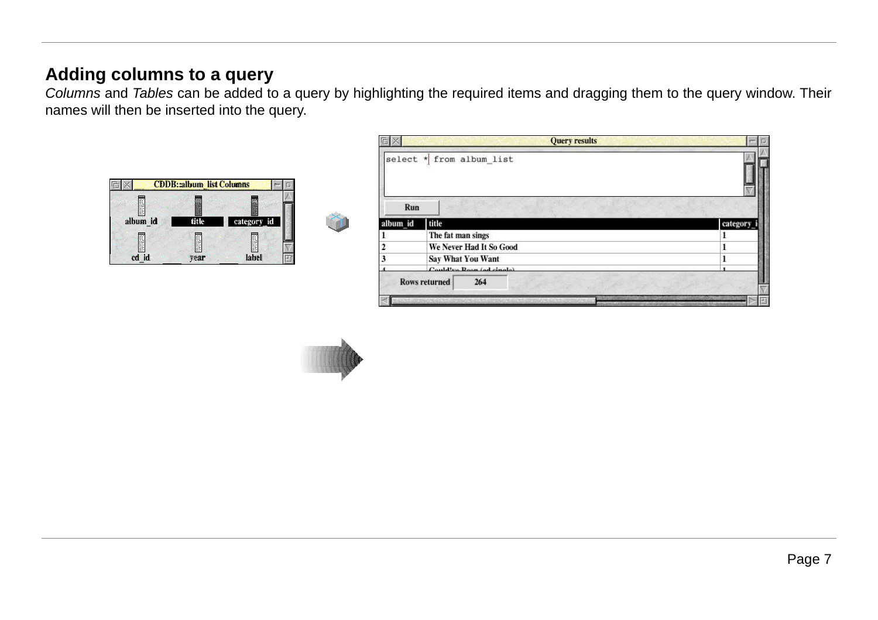## Adding columns to a query

*Columns* and *Tables* can be added to a query by highlighting the required items and dragging them to the query window. Their names will then be inserted into the query.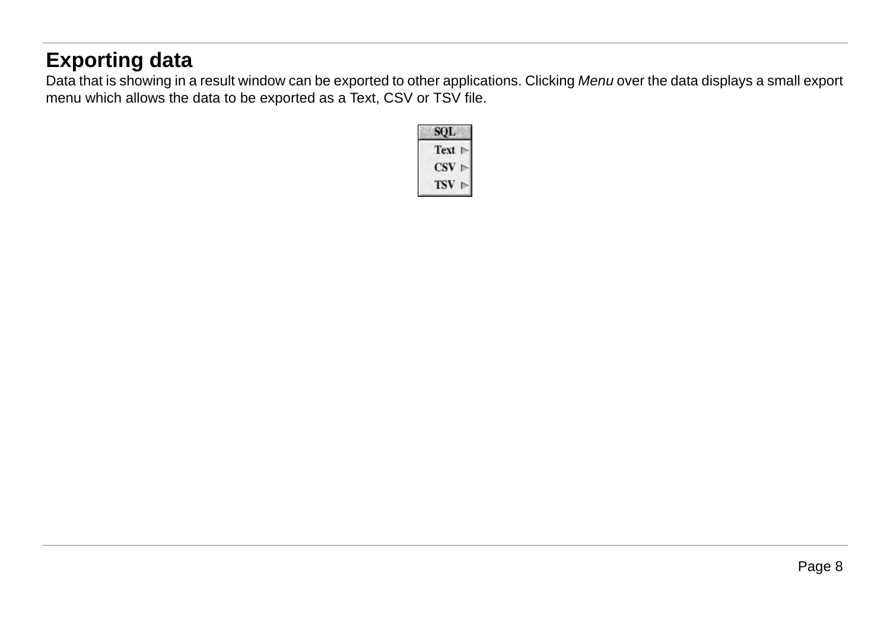## Exporting data

Data that is showing in a result window can be exported to other applications. Clicking *Menu* over the data displays a small export menu which allows the data to be exported as a Text, CSV or TSV file.

SQL

Text ▻

CSV ▻

TSV ▻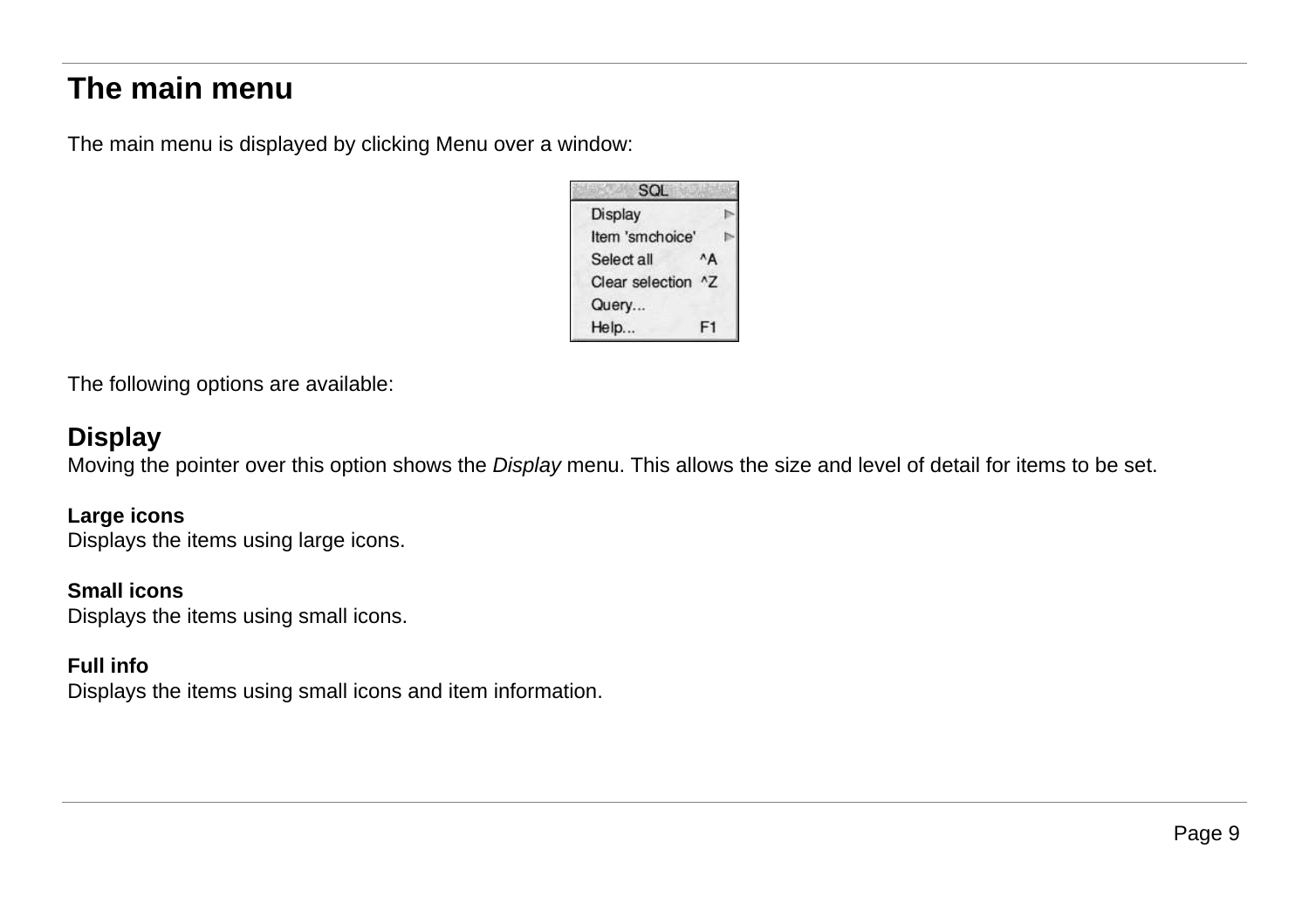# The main menu

The main menu is displayed by clicking Menu over a window:

The following options are available:

## Display

Moving the pointer over this option shows the *Display* menu. This allows the size and level of detail for items to be set.

**Large icons**
Displays the items using large icons.

**Small icons**
Displays the items using small icons.

**Full info**
Displays the items using small icons and item information.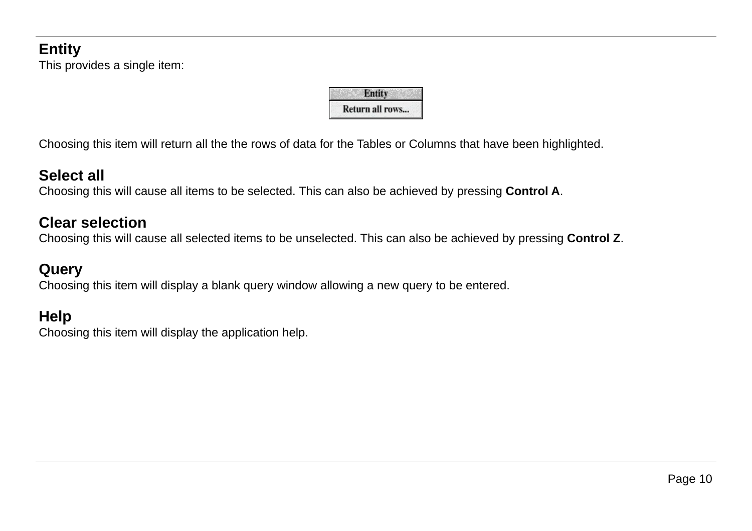**Entity**

This provides a single item:

| Entity |
| --- |
| Return all rows... |

Choosing this item will return all the the rows of data for the Tables or Columns that have been highlighted.

**Select all**

Choosing this will cause all items to be selected. This can also be achieved by pressing **Control A**.

**Clear selection**

Choosing this will cause all selected items to be unselected. This can also be achieved by pressing **Control Z**.

**Query**

Choosing this item will display a blank query window allowing a new query to be entered.

**Help**

Choosing this item will display the application help.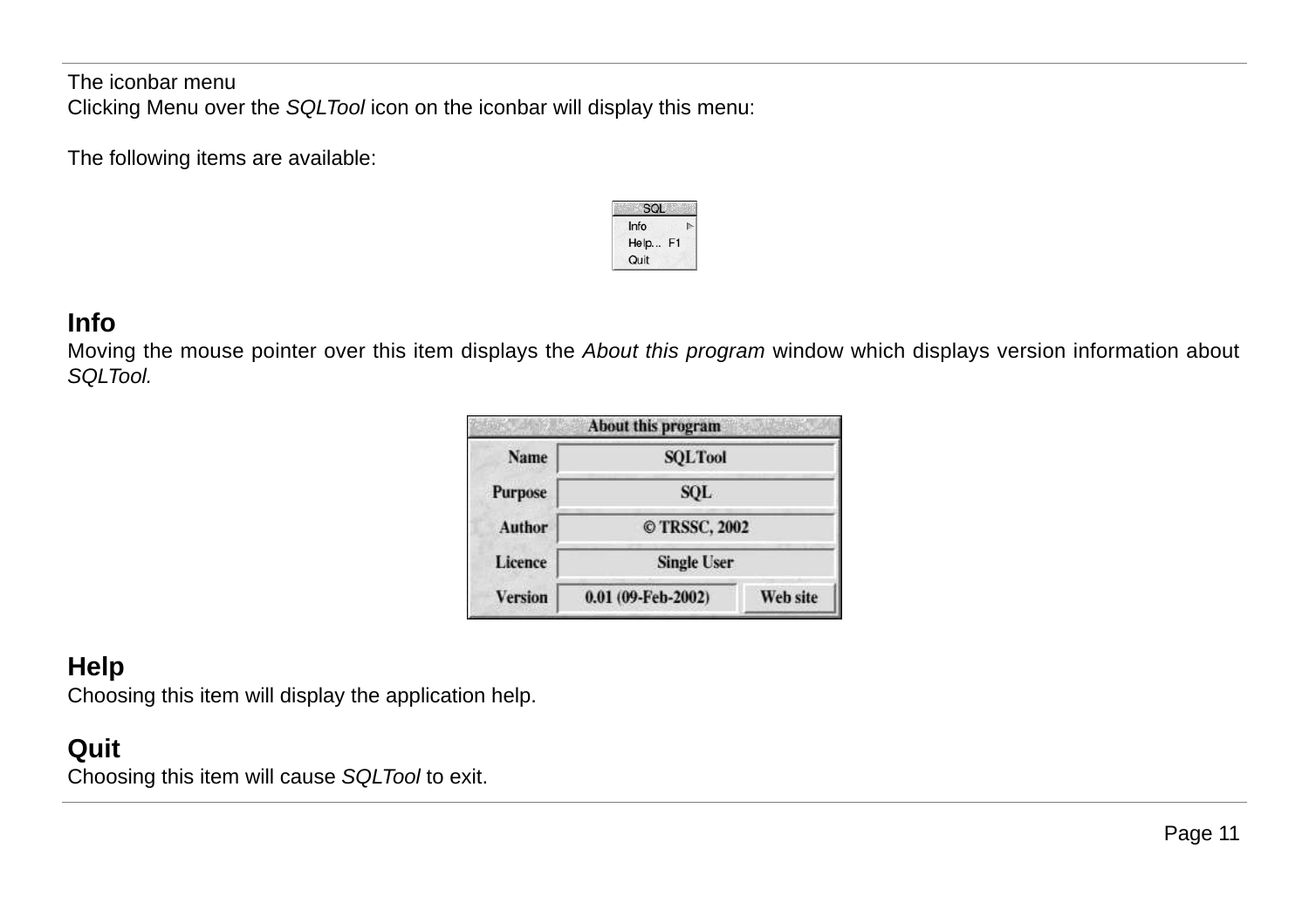The iconbar menu

Clicking Menu over the *SQLTool* icon on the iconbar will display this menu:

The following items are available:

## Info

Moving the mouse pointer over this item displays the *About this program* window which displays version information about *SQLTool.*

## Help

Choosing this item will display the application help.

## Quit

Choosing this item will cause *SQLTool* to exit.